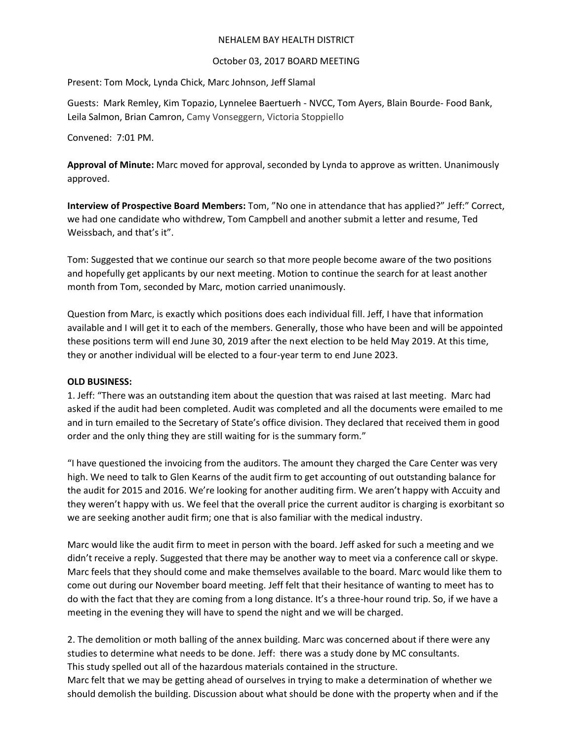NEHALEM BAY HEALTH DISTRICT

October 03, 2017 BOARD MEETING

Present: Tom Mock, Lynda Chick, Marc Johnson, Jeff Slamal

Guests: Mark Remley, Kim Topazio, Lynnelee Baertuerh - NVCC, Tom Ayers, Blain Bourde- Food Bank, Leila Salmon, Brian Camron, Camy Vonseggern, Victoria Stoppiello

Convened: 7:01 PM.

**Approval of Minute:** Marc moved for approval, seconded by Lynda to approve as written. Unanimously approved.

**Interview of Prospective Board Members:** Tom, "No one in attendance that has applied?" Jeff:" Correct, we had one candidate who withdrew, Tom Campbell and another submit a letter and resume, Ted Weissbach, and that's it".

Tom: Suggested that we continue our search so that more people become aware of the two positions and hopefully get applicants by our next meeting. Motion to continue the search for at least another month from Tom, seconded by Marc, motion carried unanimously.

Question from Marc, is exactly which positions does each individual fill. Jeff, I have that information available and I will get it to each of the members. Generally, those who have been and will be appointed these positions term will end June 30, 2019 after the next election to be held May 2019. At this time, they or another individual will be elected to a four-year term to end June 2023.

**OLD BUSINESS:**

1. Jeff: "There was an outstanding item about the question that was raised at last meeting. Marc had asked if the audit had been completed. Audit was completed and all the documents were emailed to me and in turn emailed to the Secretary of State's office division. They declared that received them in good order and the only thing they are still waiting for is the summary form."

"I have questioned the invoicing from the auditors. The amount they charged the Care Center was very high. We need to talk to Glen Kearns of the audit firm to get accounting of out outstanding balance for the audit for 2015 and 2016. We're looking for another auditing firm. We aren't happy with Accuity and they weren't happy with us. We feel that the overall price the current auditor is charging is exorbitant so we are seeking another audit firm; one that is also familiar with the medical industry.

Marc would like the audit firm to meet in person with the board. Jeff asked for such a meeting and we didn't receive a reply. Suggested that there may be another way to meet via a conference call or skype. Marc feels that they should come and make themselves available to the board. Marc would like them to come out during our November board meeting. Jeff felt that their hesitance of wanting to meet has to do with the fact that they are coming from a long distance. It's a three-hour round trip. So, if we have a meeting in the evening they will have to spend the night and we will be charged.

2. The demolition or moth balling of the annex building. Marc was concerned about if there were any studies to determine what needs to be done. Jeff: there was a study done by MC consultants. This study spelled out all of the hazardous materials contained in the structure.
Marc felt that we may be getting ahead of ourselves in trying to make a determination of whether we should demolish the building. Discussion about what should be done with the property when and if the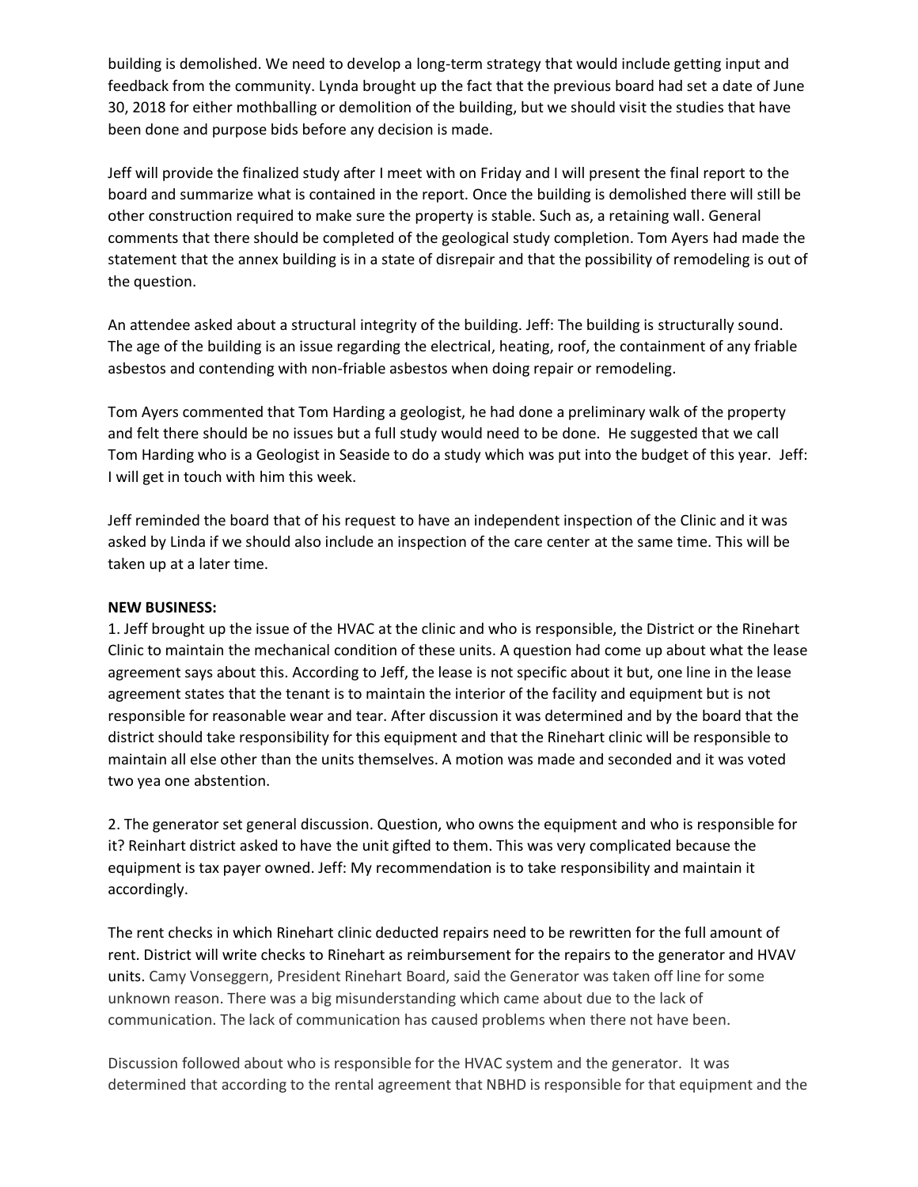building is demolished. We need to develop a long-term strategy that would include getting input and feedback from the community. Lynda brought up the fact that the previous board had set a date of June 30, 2018 for either mothballing or demolition of the building, but we should visit the studies that have been done and purpose bids before any decision is made.

Jeff will provide the finalized study after I meet with on Friday and I will present the final report to the board and summarize what is contained in the report. Once the building is demolished there will still be other construction required to make sure the property is stable. Such as, a retaining wall. General comments that there should be completed of the geological study completion. Tom Ayers had made the statement that the annex building is in a state of disrepair and that the possibility of remodeling is out of the question.

An attendee asked about a structural integrity of the building. Jeff: The building is structurally sound. The age of the building is an issue regarding the electrical, heating, roof, the containment of any friable asbestos and contending with non-friable asbestos when doing repair or remodeling.

Tom Ayers commented that Tom Harding a geologist, he had done a preliminary walk of the property and felt there should be no issues but a full study would need to be done. He suggested that we call Tom Harding who is a Geologist in Seaside to do a study which was put into the budget of this year. Jeff: I will get in touch with him this week.

Jeff reminded the board that of his request to have an independent inspection of the Clinic and it was asked by Linda if we should also include an inspection of the care center at the same time. This will be taken up at a later time.

**NEW BUSINESS:**

1. Jeff brought up the issue of the HVAC at the clinic and who is responsible, the District or the Rinehart Clinic to maintain the mechanical condition of these units. A question had come up about what the lease agreement says about this. According to Jeff, the lease is not specific about it but, one line in the lease agreement states that the tenant is to maintain the interior of the facility and equipment but is not responsible for reasonable wear and tear. After discussion it was determined and by the board that the district should take responsibility for this equipment and that the Rinehart clinic will be responsible to maintain all else other than the units themselves. A motion was made and seconded and it was voted two yea one abstention.

2. The generator set general discussion. Question, who owns the equipment and who is responsible for it? Reinhart district asked to have the unit gifted to them. This was very complicated because the equipment is tax payer owned. Jeff: My recommendation is to take responsibility and maintain it accordingly.

The rent checks in which Rinehart clinic deducted repairs need to be rewritten for the full amount of rent. District will write checks to Rinehart as reimbursement for the repairs to the generator and HVAV units. Camy Vonseggern, President Rinehart Board, said the Generator was taken off line for some unknown reason. There was a big misunderstanding which came about due to the lack of communication. The lack of communication has caused problems when there not have been.

Discussion followed about who is responsible for the HVAC system and the generator. It was determined that according to the rental agreement that NBHD is responsible for that equipment and the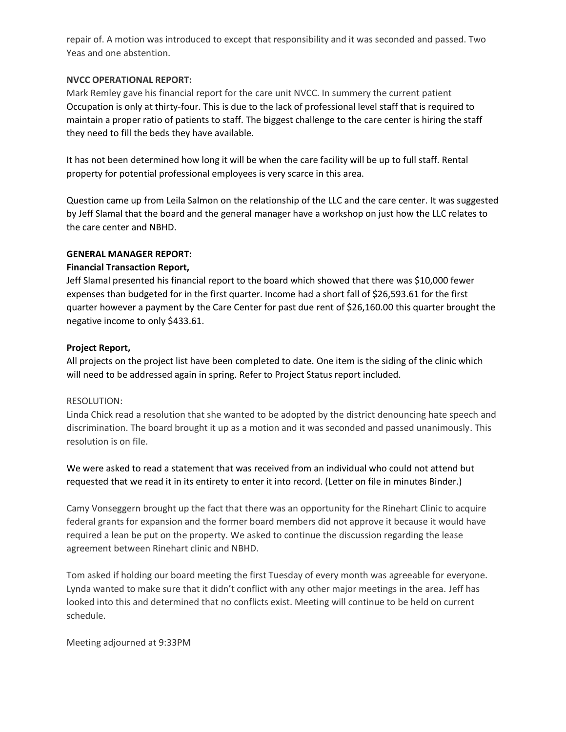repair of. A motion was introduced to except that responsibility and it was seconded and passed. Two Yeas and one abstention.

**NVCC OPERATIONAL REPORT:**

Mark Remley gave his financial report for the care unit NVCC. In summery the current patient Occupation is only at thirty-four. This is due to the lack of professional level staff that is required to maintain a proper ratio of patients to staff. The biggest challenge to the care center is hiring the staff they need to fill the beds they have available.

It has not been determined how long it will be when the care facility will be up to full staff. Rental property for potential professional employees is very scarce in this area.

Question came up from Leila Salmon on the relationship of the LLC and the care center. It was suggested by Jeff Slamal that the board and the general manager have a workshop on just how the LLC relates to the care center and NBHD.

**GENERAL MANAGER REPORT:**

**Financial Transaction Report,**

Jeff Slamal presented his financial report to the board which showed that there was $10,000 fewer expenses than budgeted for in the first quarter. Income had a short fall of $26,593.61 for the first quarter however a payment by the Care Center for past due rent of $26,160.00 this quarter brought the negative income to only $433.61.

**Project Report,**

All projects on the project list have been completed to date. One item is the siding of the clinic which will need to be addressed again in spring. Refer to Project Status report included.

RESOLUTION:

Linda Chick read a resolution that she wanted to be adopted by the district denouncing hate speech and discrimination. The board brought it up as a motion and it was seconded and passed unanimously. This resolution is on file.

We were asked to read a statement that was received from an individual who could not attend but requested that we read it in its entirety to enter it into record. (Letter on file in minutes Binder.)

Camy Vonseggern brought up the fact that there was an opportunity for the Rinehart Clinic to acquire federal grants for expansion and the former board members did not approve it because it would have required a lean be put on the property. We asked to continue the discussion regarding the lease agreement between Rinehart clinic and NBHD.

Tom asked if holding our board meeting the first Tuesday of every month was agreeable for everyone. Lynda wanted to make sure that it didn't conflict with any other major meetings in the area. Jeff has looked into this and determined that no conflicts exist. Meeting will continue to be held on current schedule.

Meeting adjourned at 9:33PM